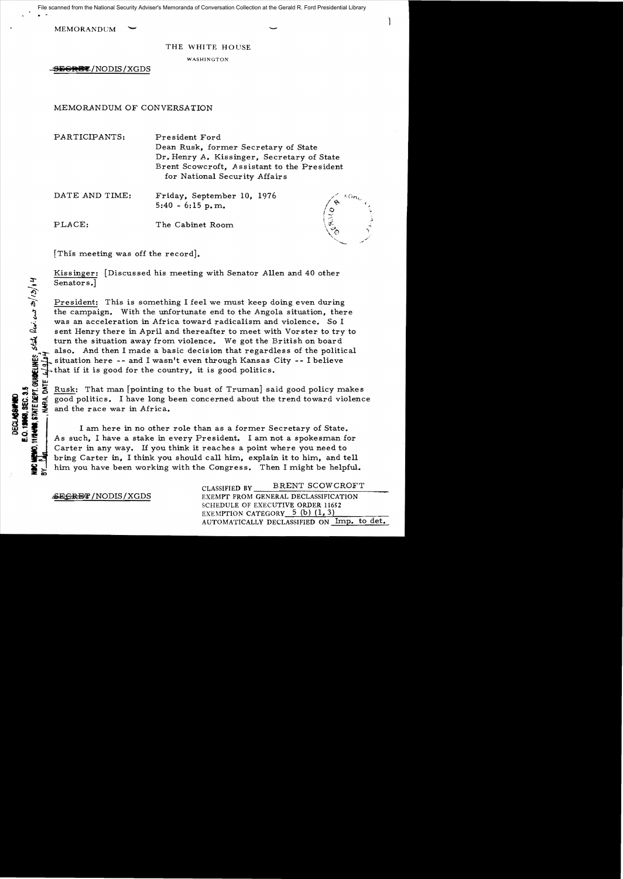MEMORANDUM

THE WHITE HOUSE

WASHINGTON

~~SECRET~~/NODIS/XGDS

MEMORANDUM OF CONVERSATION

PARTICIPANTS: President Ford
Dean Rusk, former Secretary of State
Dr. Henry A. Kissinger, Secretary of State
Brent Scowcroft, Assistant to the President for National Security Affairs

DATE AND TIME: Friday, September 10, 1976
5:40 - 6:15 p.m.

PLACE: The Cabinet Room

[This meeting was off the record].

Kissinger: [Discussed his meeting with Senator Allen and 40 other Senators.]

President: This is something I feel we must keep doing even during the campaign. With the unfortunate end to the Angola situation, there was an acceleration in Africa toward radicalism and violence. So I sent Henry there in April and thereafter to meet with Vorster to try to turn the situation away from violence. We got the British on board also. And then I made a basic decision that regardless of the political situation here -- and I wasn't even through Kansas City -- I believe that if it is good for the country, it is good politics.

Rusk: That man [pointing to the bust of Truman] said good policy makes good politics. I have long been concerned about the trend toward violence and the race war in Africa.

I am here in no other role than as a former Secretary of State. As such, I have a stake in every President. I am not a spokesman for Carter in any way. If you think it reaches a point where you need to bring Carter in, I think you should call him, explain it to him, and tell him you have been working with the Congress. Then I might be helpful.

~~SECRET~~/NODIS/XGDS

CLASSIFIED BY BRENT SCOWCROFT
EXEMPT FROM GENERAL DECLASSIFICATION SCHEDULE OF EXECUTIVE ORDER 11652
EXEMPTION CATEGORY 5 (b) (1, 3)
AUTOMATICALLY DECLASSIFIED ON Imp. to det.

DECLASSIFIED
E.O. 12958, SEC. 3.5
NSC MEMO, 11/24/98, STATE DEPT. GUIDELINES, State Rev. 3/13/04
BY ___, NARA, DATE 6/9/04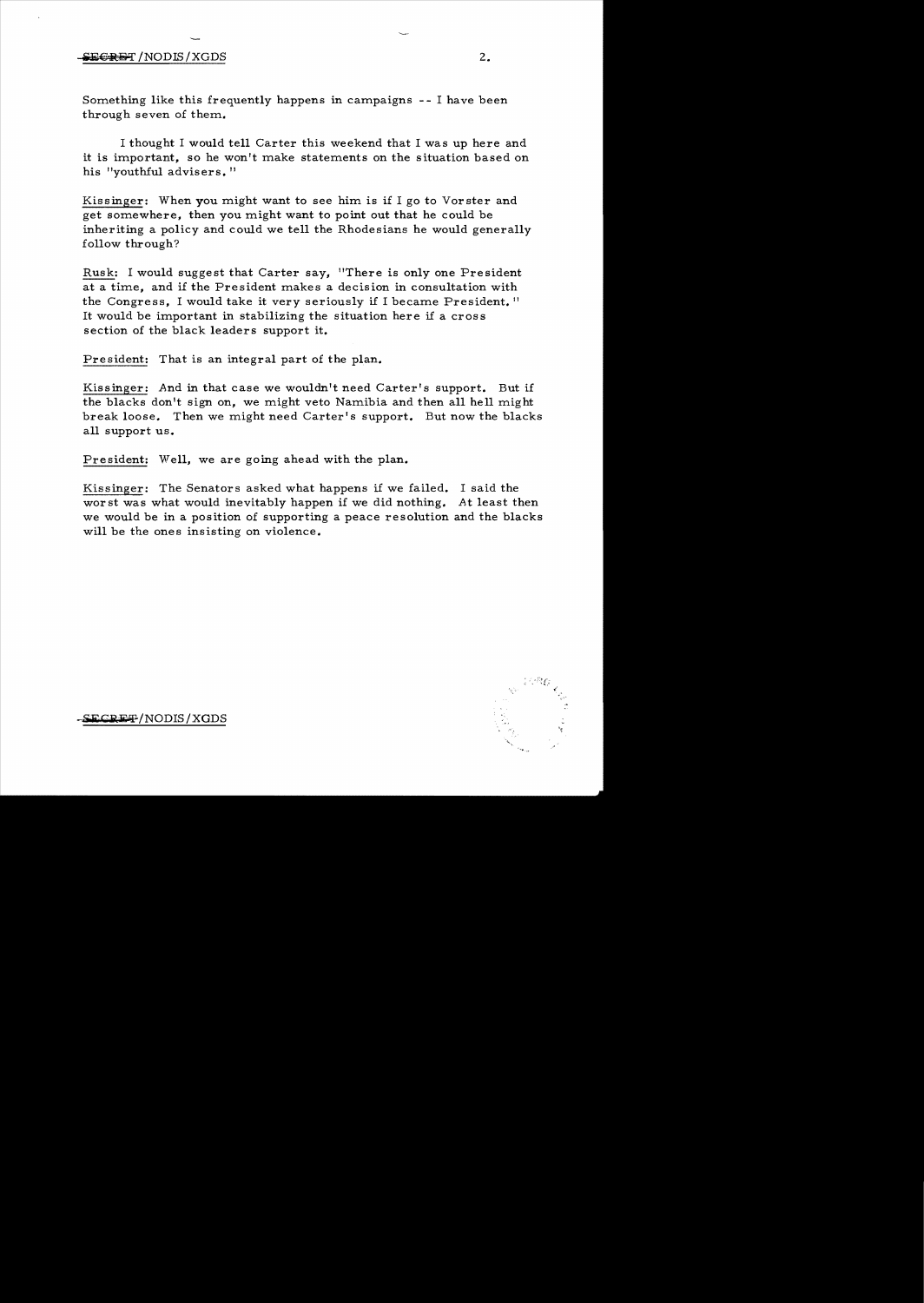Something like this frequently happens in campaigns -- I have been through seven of them.

I thought I would tell Carter this weekend that I was up here and it is important, so he won't make statements on the situation based on his "youthful advisers."

Kissinger: When you might want to see him is if I go to Vorster and get somewhere, then you might want to point out that he could be inheriting a policy and could we tell the Rhodesians he would generally follow through?

Rusk: I would suggest that Carter say, "There is only one President at a time, and if the President makes a decision in consultation with the Congress, I would take it very seriously if I became President." It would be important in stabilizing the situation here if a cross section of the black leaders support it.

President: That is an integral part of the plan.

Kissinger: And in that case we wouldn't need Carter's support. But if the blacks don't sign on, we might veto Namibia and then all hell might break loose. Then we might need Carter's support. But now the blacks all support us.

President: Well, we are going ahead with the plan.

Kissinger: The Senators asked what happens if we failed. I said the worst was what would inevitably happen if we did nothing. At least then we would be in a position of supporting a peace resolution and the blacks will be the ones insisting on violence.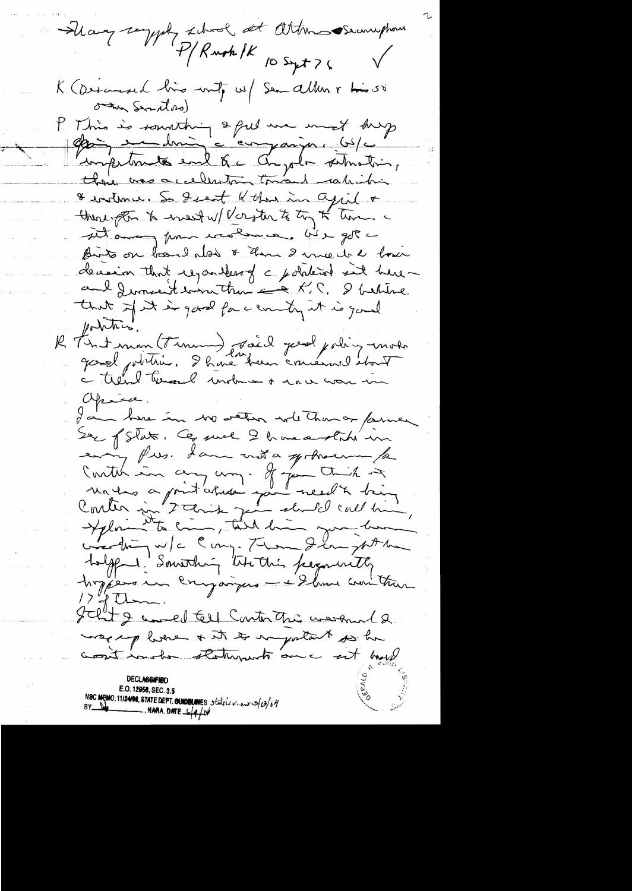Many supply school at Athens assumption

P/Rusk/K 10 Sept 76 ✓

K (discussed his mtg w/ Sen Allen & his 50 other Senators)

P This is something I feel we must keep going in during a campaign. B/c importance and b/c Angola situation, there was acceleration toward radicalism & violence. So I sent K there in April & thereafter to meet w/ Vorster to try to turn it away from violence. We got the Brits on board also & then I made the basic decision that regardless of political risk here – and I was not worried about K.C. I believe that if it is good for the country it is good politics.

R That man (Truman) said good policy makes good politics. I have long been concerned about the trend toward violence & race war in Africa.

I am here in no other role than as former Sec of State. Cy and I have a stake in every Pres. I am not a spokesman for Carter in any way. If you think it makes a point where you need to bring Carter in I think you should call him, explain it to him, tell him you have been meeting w/ Cong. Then I can put the help. Something like this frequently happens in campaigns – & I have seen them 17 of them.

I felt I could tell Carter this weekend I was up here & it is important so he won't make statements on the ait bud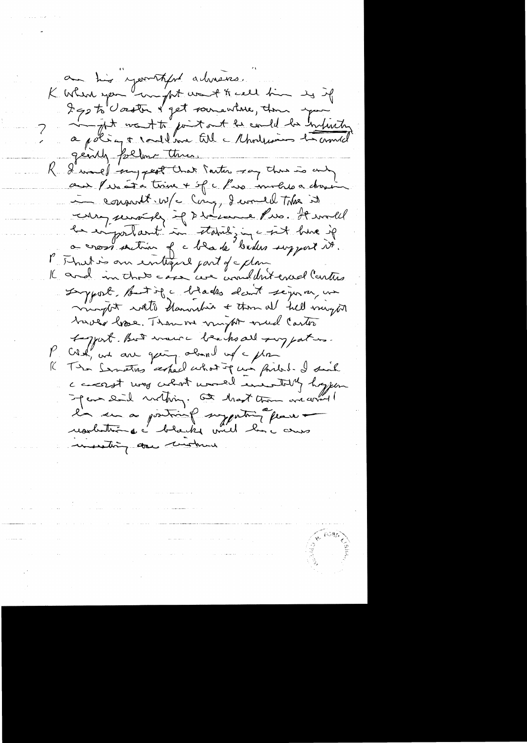on his "youthful advisors."

K When you ~~might~~ want to call him is if I go to Vorster & get somewhere, then you

? might want to point out he could be infinitely a policy & could have tell the Rhodesians he could gently follow thru.

R I would suggest that Carter say this is only one Pres at a time & if the Pres makes a decision in consult. w/ the Cong, I would take it very seriously if I became Pres. It would be important in stabilizing the sit here if a cross section of the black leaders support it.

P That is an integral part of the plan

K and in that case we wouldn't need Carters support. But if the blacks don't sign on, we might veto Rhodesia & then all hell might break lose. Then we might need Carter support. But more backs all supporters.

P Well, we are going ahead w/ the plan

K The Senators asked what if we failed. I said the worst way would inevitably happen if we did nothing. At least then we would be in a position of supporting peace — resolution & blacks would be the ones initiating war instead